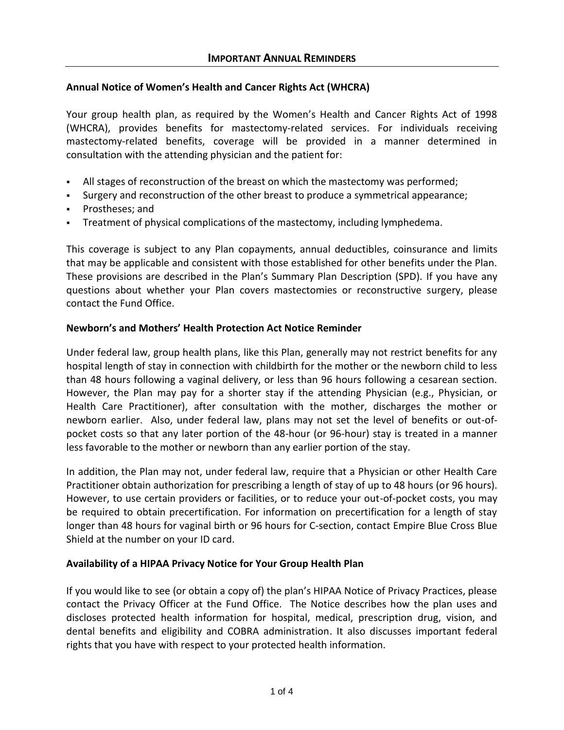# Important Annual Reminders

### Annual Notice of Women's Health and Cancer Rights Act (WHCRA)

Your group health plan, as required by the Women's Health and Cancer Rights Act of 1998 (WHCRA), provides benefits for mastectomy-related services. For individuals receiving mastectomy-related benefits, coverage will be provided in a manner determined in consultation with the attending physician and the patient for:

- All stages of reconstruction of the breast on which the mastectomy was performed;
- Surgery and reconstruction of the other breast to produce a symmetrical appearance;
- Prostheses; and
- Treatment of physical complications of the mastectomy, including lymphedema.

This coverage is subject to any Plan copayments, annual deductibles, coinsurance and limits that may be applicable and consistent with those established for other benefits under the Plan. These provisions are described in the Plan's Summary Plan Description (SPD). If you have any questions about whether your Plan covers mastectomies or reconstructive surgery, please contact the Fund Office.

### Newborn's and Mothers' Health Protection Act Notice Reminder

Under federal law, group health plans, like this Plan, generally may not restrict benefits for any hospital length of stay in connection with childbirth for the mother or the newborn child to less than 48 hours following a vaginal delivery, or less than 96 hours following a cesarean section. However, the Plan may pay for a shorter stay if the attending Physician (e.g., Physician, or Health Care Practitioner), after consultation with the mother, discharges the mother or newborn earlier. Also, under federal law, plans may not set the level of benefits or out-of-pocket costs so that any later portion of the 48-hour (or 96-hour) stay is treated in a manner less favorable to the mother or newborn than any earlier portion of the stay.

In addition, the Plan may not, under federal law, require that a Physician or other Health Care Practitioner obtain authorization for prescribing a length of stay of up to 48 hours (or 96 hours). However, to use certain providers or facilities, or to reduce your out-of-pocket costs, you may be required to obtain precertification. For information on precertification for a length of stay longer than 48 hours for vaginal birth or 96 hours for C-section, contact Empire Blue Cross Blue Shield at the number on your ID card.

### Availability of a HIPAA Privacy Notice for Your Group Health Plan

If you would like to see (or obtain a copy of) the plan's HIPAA Notice of Privacy Practices, please contact the Privacy Officer at the Fund Office. The Notice describes how the plan uses and discloses protected health information for hospital, medical, prescription drug, vision, and dental benefits and eligibility and COBRA administration. It also discusses important federal rights that you have with respect to your protected health information.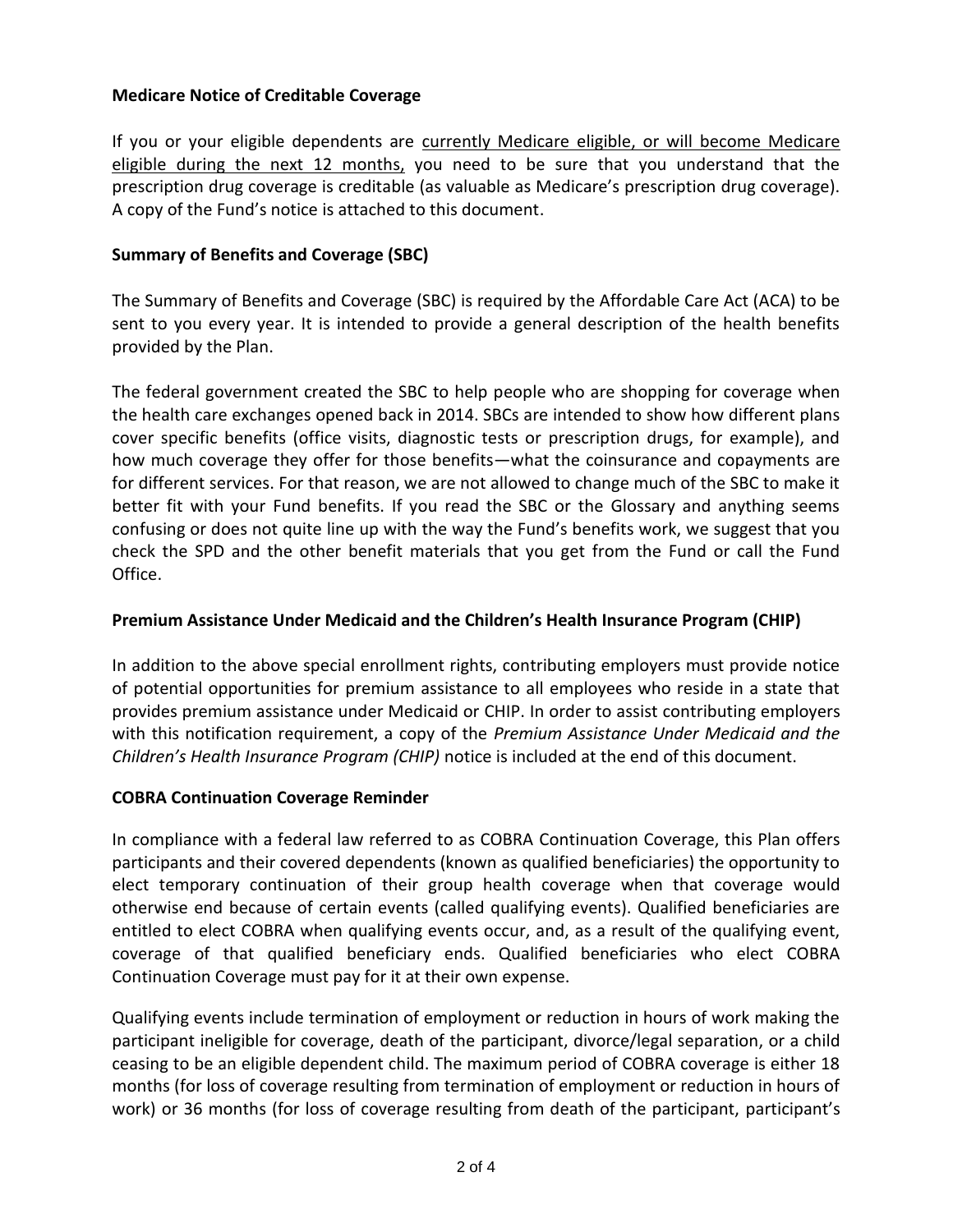**Medicare Notice of Creditable Coverage**

If you or your eligible dependents are currently Medicare eligible, or will become Medicare eligible during the next 12 months, you need to be sure that you understand that the prescription drug coverage is creditable (as valuable as Medicare's prescription drug coverage). A copy of the Fund's notice is attached to this document.

**Summary of Benefits and Coverage (SBC)**

The Summary of Benefits and Coverage (SBC) is required by the Affordable Care Act (ACA) to be sent to you every year. It is intended to provide a general description of the health benefits provided by the Plan.

The federal government created the SBC to help people who are shopping for coverage when the health care exchanges opened back in 2014. SBCs are intended to show how different plans cover specific benefits (office visits, diagnostic tests or prescription drugs, for example), and how much coverage they offer for those benefits—what the coinsurance and copayments are for different services. For that reason, we are not allowed to change much of the SBC to make it better fit with your Fund benefits. If you read the SBC or the Glossary and anything seems confusing or does not quite line up with the way the Fund's benefits work, we suggest that you check the SPD and the other benefit materials that you get from the Fund or call the Fund Office.

**Premium Assistance Under Medicaid and the Children's Health Insurance Program (CHIP)**

In addition to the above special enrollment rights, contributing employers must provide notice of potential opportunities for premium assistance to all employees who reside in a state that provides premium assistance under Medicaid or CHIP. In order to assist contributing employers with this notification requirement, a copy of the *Premium Assistance Under Medicaid and the Children's Health Insurance Program (CHIP)* notice is included at the end of this document.

**COBRA Continuation Coverage Reminder**

In compliance with a federal law referred to as COBRA Continuation Coverage, this Plan offers participants and their covered dependents (known as qualified beneficiaries) the opportunity to elect temporary continuation of their group health coverage when that coverage would otherwise end because of certain events (called qualifying events). Qualified beneficiaries are entitled to elect COBRA when qualifying events occur, and, as a result of the qualifying event, coverage of that qualified beneficiary ends. Qualified beneficiaries who elect COBRA Continuation Coverage must pay for it at their own expense.

Qualifying events include termination of employment or reduction in hours of work making the participant ineligible for coverage, death of the participant, divorce/legal separation, or a child ceasing to be an eligible dependent child. The maximum period of COBRA coverage is either 18 months (for loss of coverage resulting from termination of employment or reduction in hours of work) or 36 months (for loss of coverage resulting from death of the participant, participant's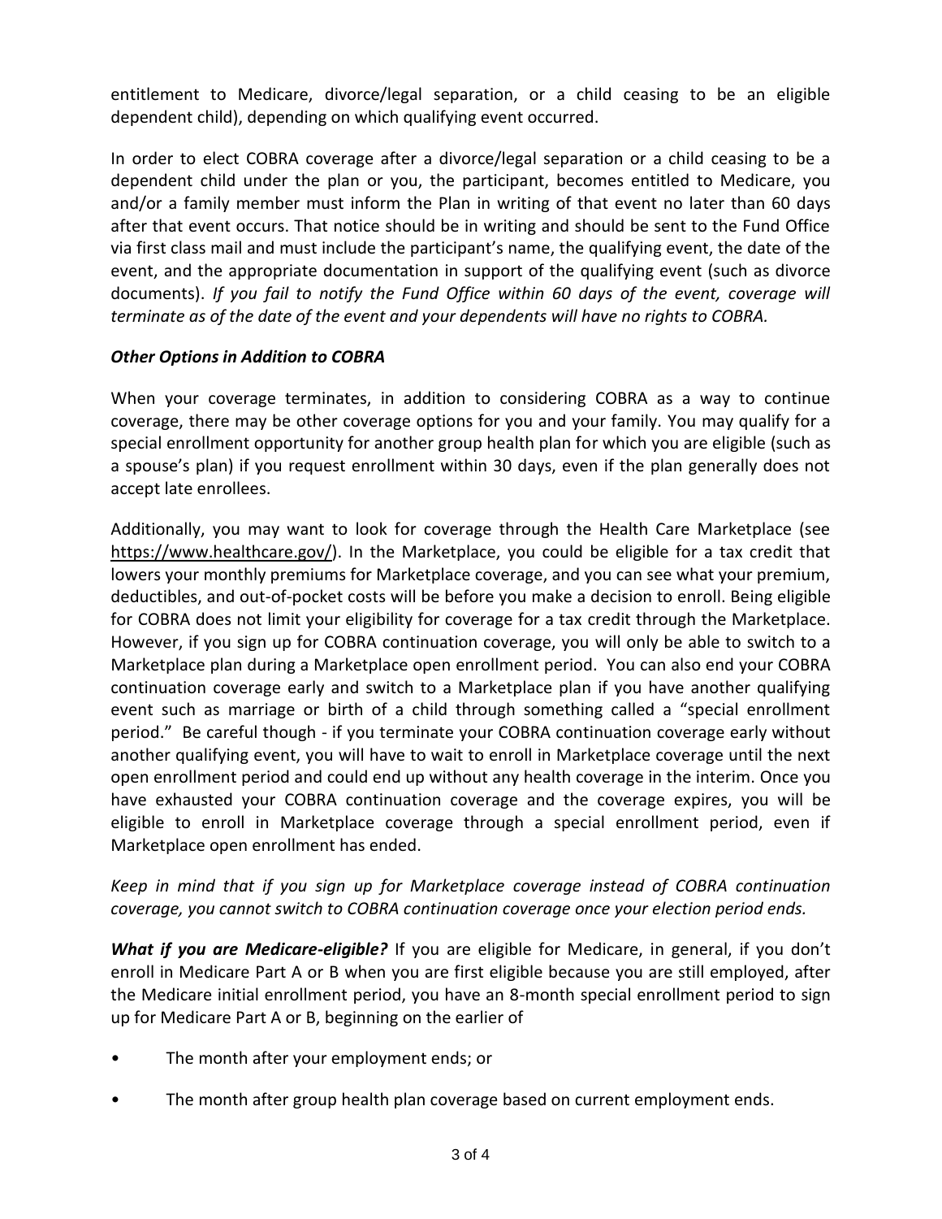entitlement to Medicare, divorce/legal separation, or a child ceasing to be an eligible dependent child), depending on which qualifying event occurred.

In order to elect COBRA coverage after a divorce/legal separation or a child ceasing to be a dependent child under the plan or you, the participant, becomes entitled to Medicare, you and/or a family member must inform the Plan in writing of that event no later than 60 days after that event occurs. That notice should be in writing and should be sent to the Fund Office via first class mail and must include the participant's name, the qualifying event, the date of the event, and the appropriate documentation in support of the qualifying event (such as divorce documents). *If you fail to notify the Fund Office within 60 days of the event, coverage will terminate as of the date of the event and your dependents will have no rights to COBRA.*

***Other Options in Addition to COBRA***

When your coverage terminates, in addition to considering COBRA as a way to continue coverage, there may be other coverage options for you and your family. You may qualify for a special enrollment opportunity for another group health plan for which you are eligible (such as a spouse's plan) if you request enrollment within 30 days, even if the plan generally does not accept late enrollees.

Additionally, you may want to look for coverage through the Health Care Marketplace (see https://www.healthcare.gov/). In the Marketplace, you could be eligible for a tax credit that lowers your monthly premiums for Marketplace coverage, and you can see what your premium, deductibles, and out-of-pocket costs will be before you make a decision to enroll. Being eligible for COBRA does not limit your eligibility for coverage for a tax credit through the Marketplace. However, if you sign up for COBRA continuation coverage, you will only be able to switch to a Marketplace plan during a Marketplace open enrollment period. You can also end your COBRA continuation coverage early and switch to a Marketplace plan if you have another qualifying event such as marriage or birth of a child through something called a "special enrollment period." Be careful though - if you terminate your COBRA continuation coverage early without another qualifying event, you will have to wait to enroll in Marketplace coverage until the next open enrollment period and could end up without any health coverage in the interim. Once you have exhausted your COBRA continuation coverage and the coverage expires, you will be eligible to enroll in Marketplace coverage through a special enrollment period, even if Marketplace open enrollment has ended.

*Keep in mind that if you sign up for Marketplace coverage instead of COBRA continuation coverage, you cannot switch to COBRA continuation coverage once your election period ends.*

***What if you are Medicare-eligible?*** If you are eligible for Medicare, in general, if you don't enroll in Medicare Part A or B when you are first eligible because you are still employed, after the Medicare initial enrollment period, you have an 8-month special enrollment period to sign up for Medicare Part A or B, beginning on the earlier of

- The month after your employment ends; or
- The month after group health plan coverage based on current employment ends.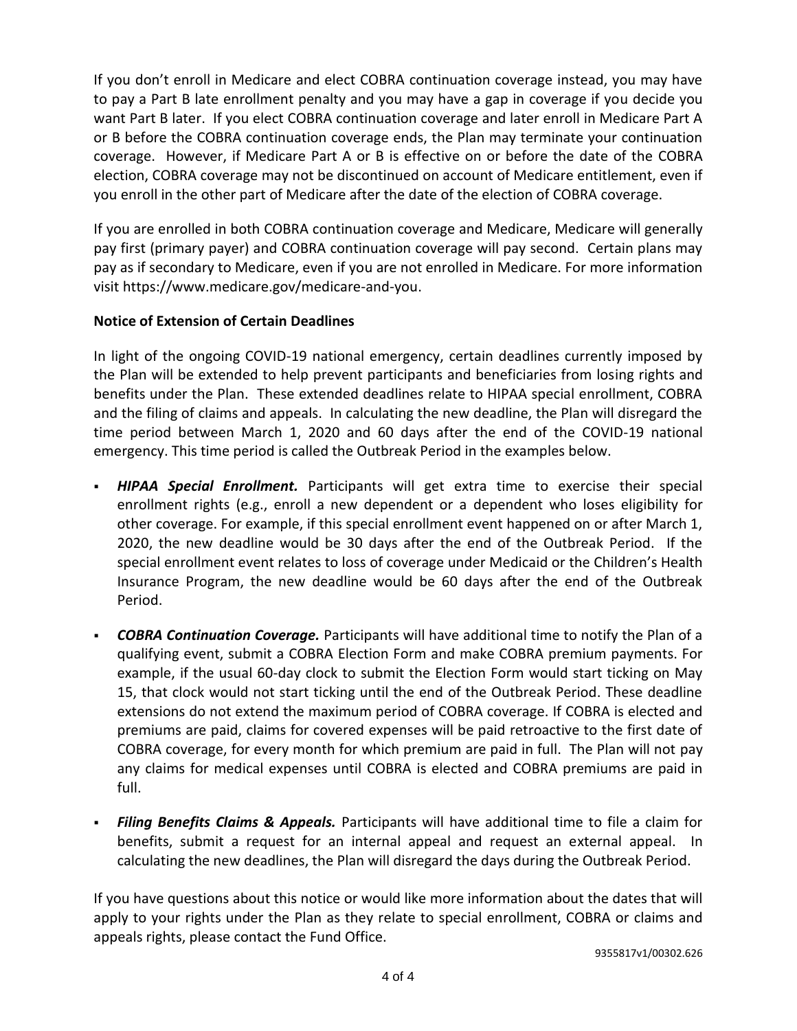If you don't enroll in Medicare and elect COBRA continuation coverage instead, you may have to pay a Part B late enrollment penalty and you may have a gap in coverage if you decide you want Part B later. If you elect COBRA continuation coverage and later enroll in Medicare Part A or B before the COBRA continuation coverage ends, the Plan may terminate your continuation coverage. However, if Medicare Part A or B is effective on or before the date of the COBRA election, COBRA coverage may not be discontinued on account of Medicare entitlement, even if you enroll in the other part of Medicare after the date of the election of COBRA coverage.

If you are enrolled in both COBRA continuation coverage and Medicare, Medicare will generally pay first (primary payer) and COBRA continuation coverage will pay second. Certain plans may pay as if secondary to Medicare, even if you are not enrolled in Medicare. For more information visit https://www.medicare.gov/medicare-and-you.

**Notice of Extension of Certain Deadlines**

In light of the ongoing COVID-19 national emergency, certain deadlines currently imposed by the Plan will be extended to help prevent participants and beneficiaries from losing rights and benefits under the Plan. These extended deadlines relate to HIPAA special enrollment, COBRA and the filing of claims and appeals. In calculating the new deadline, the Plan will disregard the time period between March 1, 2020 and 60 days after the end of the COVID-19 national emergency. This time period is called the Outbreak Period in the examples below.

- ***HIPAA Special Enrollment.*** Participants will get extra time to exercise their special enrollment rights (e.g., enroll a new dependent or a dependent who loses eligibility for other coverage. For example, if this special enrollment event happened on or after March 1, 2020, the new deadline would be 30 days after the end of the Outbreak Period. If the special enrollment event relates to loss of coverage under Medicaid or the Children's Health Insurance Program, the new deadline would be 60 days after the end of the Outbreak Period.
- ***COBRA Continuation Coverage.*** Participants will have additional time to notify the Plan of a qualifying event, submit a COBRA Election Form and make COBRA premium payments. For example, if the usual 60-day clock to submit the Election Form would start ticking on May 15, that clock would not start ticking until the end of the Outbreak Period. These deadline extensions do not extend the maximum period of COBRA coverage. If COBRA is elected and premiums are paid, claims for covered expenses will be paid retroactive to the first date of COBRA coverage, for every month for which premium are paid in full. The Plan will not pay any claims for medical expenses until COBRA is elected and COBRA premiums are paid in full.
- ***Filing Benefits Claims & Appeals.*** Participants will have additional time to file a claim for benefits, submit a request for an internal appeal and request an external appeal. In calculating the new deadlines, the Plan will disregard the days during the Outbreak Period.

If you have questions about this notice or would like more information about the dates that will apply to your rights under the Plan as they relate to special enrollment, COBRA or claims and appeals rights, please contact the Fund Office.

9355817v1/00302.626